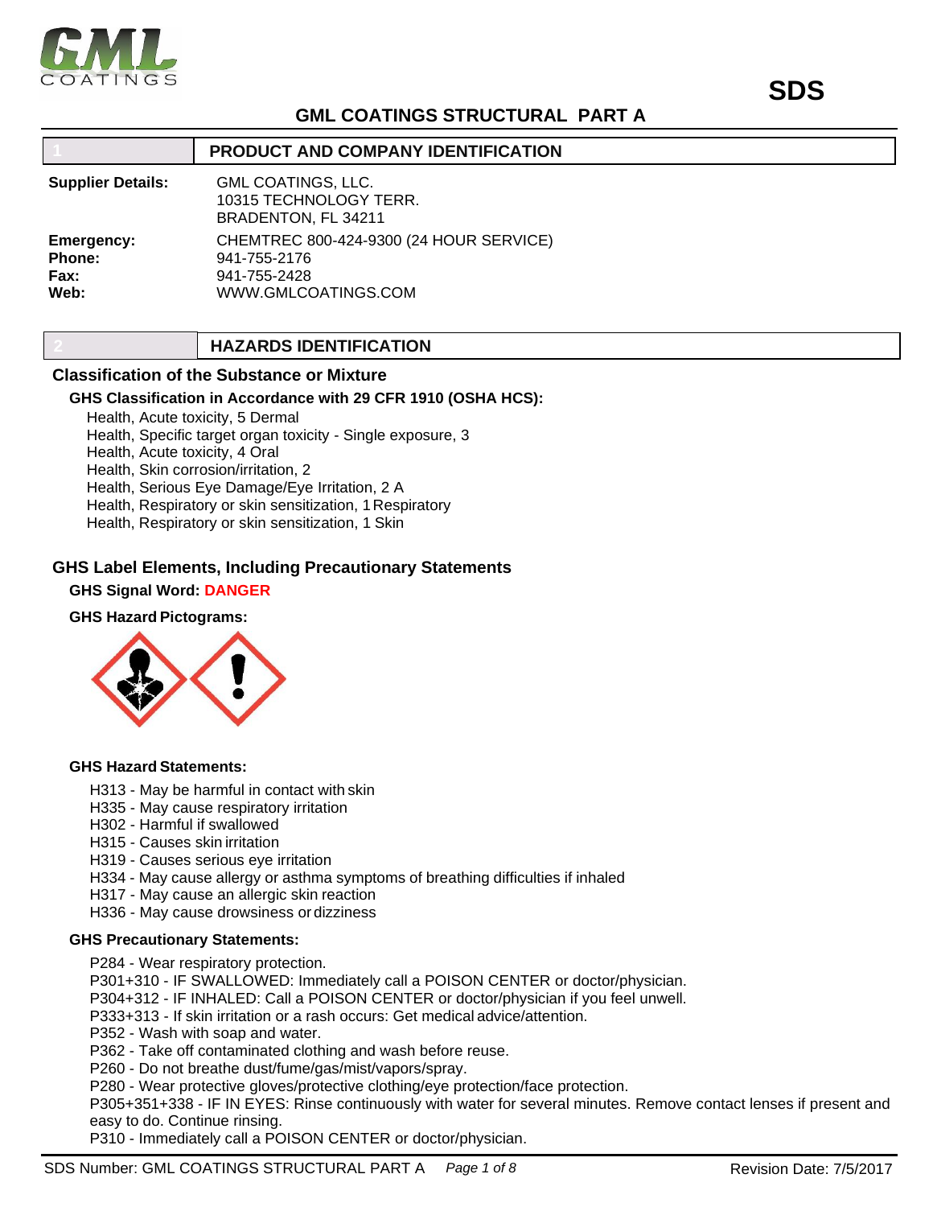# GML COATINGS STRUCTURAL PART A

SDS

## 1 PRODUCT AND COMPANY IDENTIFICATION

**Supplier Details:** GML COATINGS, LLC.
10315 TECHNOLOGY TERR.
BRADENTON, FL 34211

**Emergency:** CHEMTREC 800-424-9300 (24 HOUR SERVICE)
**Phone:** 941-755-2176
**Fax:** 941-755-2428
**Web:** WWW.GMLCOATINGS.COM

## 2 HAZARDS IDENTIFICATION

### Classification of the Substance or Mixture

**GHS Classification in Accordance with 29 CFR 1910 (OSHA HCS):**

Health, Acute toxicity, 5 Dermal
Health, Specific target organ toxicity - Single exposure, 3
Health, Acute toxicity, 4 Oral
Health, Skin corrosion/irritation, 2
Health, Serious Eye Damage/Eye Irritation, 2 A
Health, Respiratory or skin sensitization, 1 Respiratory
Health, Respiratory or skin sensitization, 1 Skin

### GHS Label Elements, Including Precautionary Statements

**GHS Signal Word: DANGER**

**GHS Hazard Pictograms:**

**GHS Hazard Statements:**

H313 - May be harmful in contact with skin
H335 - May cause respiratory irritation
H302 - Harmful if swallowed
H315 - Causes skin irritation
H319 - Causes serious eye irritation
H334 - May cause allergy or asthma symptoms of breathing difficulties if inhaled
H317 - May cause an allergic skin reaction
H336 - May cause drowsiness or dizziness

**GHS Precautionary Statements:**

P284 - Wear respiratory protection.
P301+310 - IF SWALLOWED: Immediately call a POISON CENTER or doctor/physician.
P304+312 - IF INHALED: Call a POISON CENTER or doctor/physician if you feel unwell.
P333+313 - If skin irritation or a rash occurs: Get medical advice/attention.
P352 - Wash with soap and water.
P362 - Take off contaminated clothing and wash before reuse.
P260 - Do not breathe dust/fume/gas/mist/vapors/spray.
P280 - Wear protective gloves/protective clothing/eye protection/face protection.
P305+351+338 - IF IN EYES: Rinse continuously with water for several minutes. Remove contact lenses if present and easy to do. Continue rinsing.
P310 - Immediately call a POISON CENTER or doctor/physician.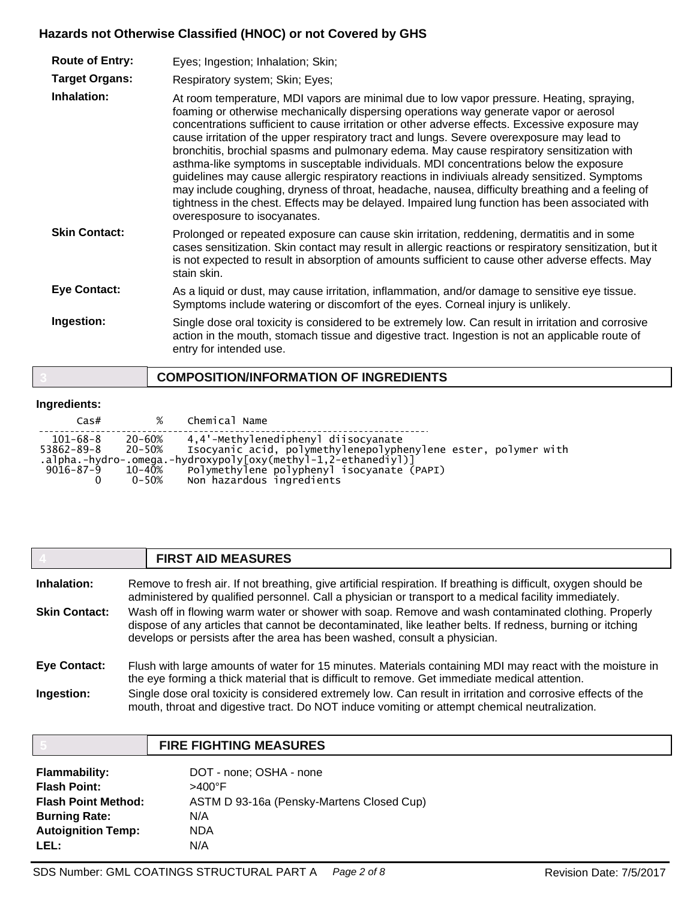## Hazards not Otherwise Classified (HNOC) or not Covered by GHS

**Route of Entry:** Eyes; Ingestion; Inhalation; Skin;

**Target Organs:** Respiratory system; Skin; Eyes;

**Inhalation:** At room temperature, MDI vapors are minimal due to low vapor pressure. Heating, spraying, foaming or otherwise mechanically dispersing operations way generate vapor or aerosol concentrations sufficient to cause irritation or other adverse effects. Excessive exposure may cause irritation of the upper respiratory tract and lungs. Severe overexposure may lead to bronchitis, brochial spasms and pulmonary edema. May cause respiratory sensitization with asthma-like symptoms in susceptable individuals. MDI concentrations below the exposure guidelines may cause allergic respiratory reactions in indiviuals already sensitized. Symptoms may include coughing, dryness of throat, headache, nausea, difficulty breathing and a feeling of tightness in the chest. Effects may be delayed. Impaired lung function has been associated with overesposure to isocyanates.

**Skin Contact:** Prolonged or repeated exposure can cause skin irritation, reddening, dermatitis and in some cases sensitization. Skin contact may result in allergic reactions or respiratory sensitization, but it is not expected to result in absorption of amounts sufficient to cause other adverse effects. May stain skin.

**Eye Contact:** As a liquid or dust, may cause irritation, inflammation, and/or damage to sensitive eye tissue. Symptoms include watering or discomfort of the eyes. Corneal injury is unlikely.

**Ingestion:** Single dose oral toxicity is considered to be extremely low. Can result in irritation and corrosive action in the mouth, stomach tissue and digestive tract. Ingestion is not an applicable route of entry for intended use.

## 3 COMPOSITION/INFORMATION OF INGREDIENTS

**Ingredients:**

```
     Cas#         %     Chemical Name
-------------------------------------------------------------------
  101-68-8     20-60%   4,4'-Methylenediphenyl diisocyanate
53862-89-8     20-50%   Isocyanic acid, polymethylenepolyphenylene ester, polymer with
.alpha.-hydro-.omega.-hydroxypoly[oxy(methyl-1,2-ethanediyl)]
 9016-87-9     10-40%   Polymethylene polyphenyl isocyanate (PAPI)
         0      0-50%   Non hazardous ingredients
```

## 4 FIRST AID MEASURES

**Inhalation:** Remove to fresh air. If not breathing, give artificial respiration. If breathing is difficult, oxygen should be administered by qualified personnel. Call a physician or transport to a medical facility immediately.

**Skin Contact:** Wash off in flowing warm water or shower with soap. Remove and wash contaminated clothing. Properly dispose of any articles that cannot be decontaminated, like leather belts. If redness, burning or itching develops or persists after the area has been washed, consult a physician.

**Eye Contact:** Flush with large amounts of water for 15 minutes. Materials containing MDI may react with the moisture in the eye forming a thick material that is difficult to remove. Get immediate medical attention.

**Ingestion:** Single dose oral toxicity is considered extremely low. Can result in irritation and corrosive effects of the mouth, throat and digestive tract. Do NOT induce vomiting or attempt chemical neutralization.

## 5 FIRE FIGHTING MEASURES

**Flammability:** DOT - none; OSHA - none

**Flash Point:** >400°F

**Flash Point Method:** ASTM D 93-16a (Pensky-Martens Closed Cup)

**Burning Rate:** N/A

**Autoignition Temp:** NDA

**LEL:** N/A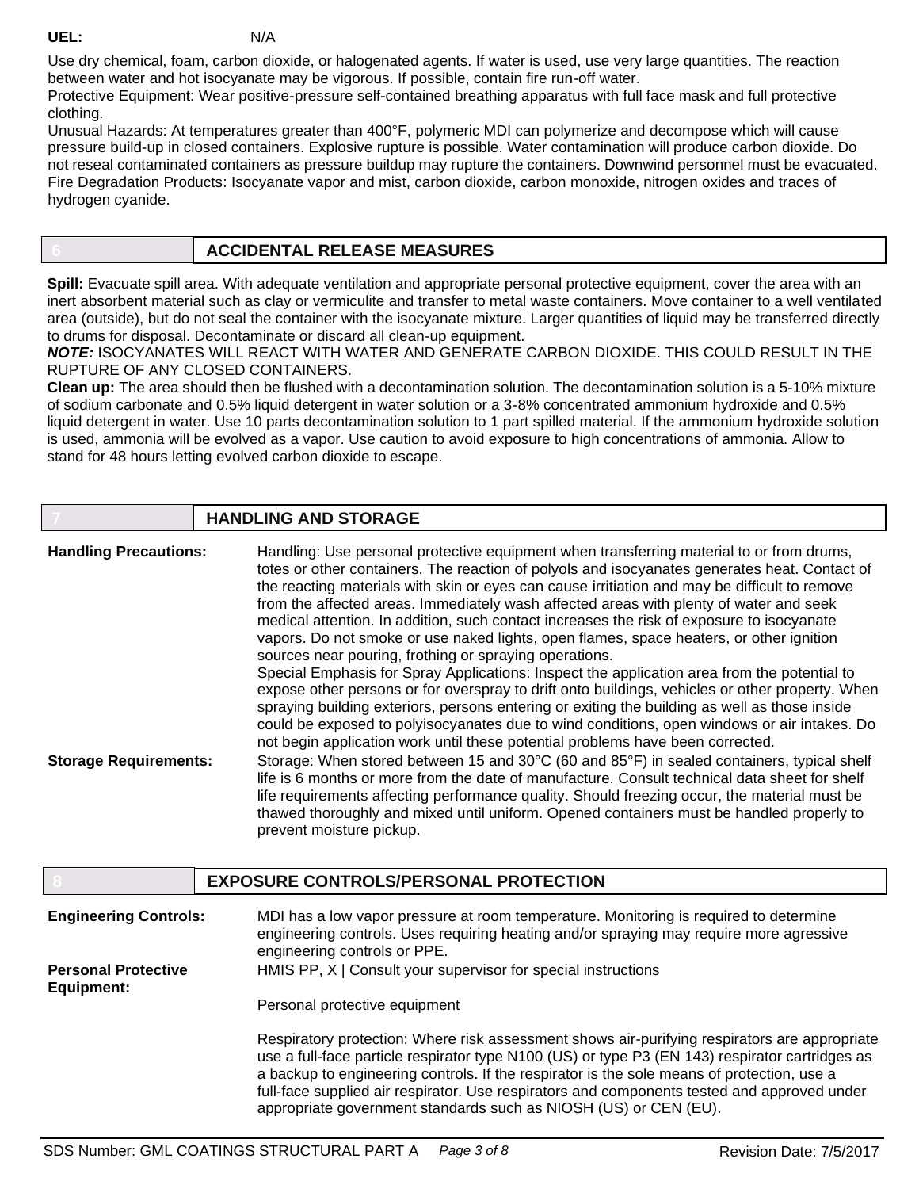**UEL:** N/A

Use dry chemical, foam, carbon dioxide, or halogenated agents. If water is used, use very large quantities. The reaction between water and hot isocyanate may be vigorous. If possible, contain fire run-off water.

Protective Equipment: Wear positive-pressure self-contained breathing apparatus with full face mask and full protective clothing.

Unusual Hazards: At temperatures greater than 400°F, polymeric MDI can polymerize and decompose which will cause pressure build-up in closed containers. Explosive rupture is possible. Water contamination will produce carbon dioxide. Do not reseal contaminated containers as pressure buildup may rupture the containers. Downwind personnel must be evacuated.

Fire Degradation Products: Isocyanate vapor and mist, carbon dioxide, carbon monoxide, nitrogen oxides and traces of hydrogen cyanide.

## 6 ACCIDENTAL RELEASE MEASURES

**Spill:** Evacuate spill area. With adequate ventilation and appropriate personal protective equipment, cover the area with an inert absorbent material such as clay or vermiculite and transfer to metal waste containers. Move container to a well ventilated area (outside), but do not seal the container with the isocyanate mixture. Larger quantities of liquid may be transferred directly to drums for disposal. Decontaminate or discard all clean-up equipment.

***NOTE:*** ISOCYANATES WILL REACT WITH WATER AND GENERATE CARBON DIOXIDE. THIS COULD RESULT IN THE RUPTURE OF ANY CLOSED CONTAINERS.

**Clean up:** The area should then be flushed with a decontamination solution. The decontamination solution is a 5-10% mixture of sodium carbonate and 0.5% liquid detergent in water solution or a 3-8% concentrated ammonium hydroxide and 0.5% liquid detergent in water. Use 10 parts decontamination solution to 1 part spilled material. If the ammonium hydroxide solution is used, ammonia will be evolved as a vapor. Use caution to avoid exposure to high concentrations of ammonia. Allow to stand for 48 hours letting evolved carbon dioxide to escape.

## 7 HANDLING AND STORAGE

**Handling Precautions:** Handling: Use personal protective equipment when transferring material to or from drums, totes or other containers. The reaction of polyols and isocyanates generates heat. Contact of the reacting materials with skin or eyes can cause irritiation and may be difficult to remove from the affected areas. Immediately wash affected areas with plenty of water and seek medical attention. In addition, such contact increases the risk of exposure to isocyanate vapors. Do not smoke or use naked lights, open flames, space heaters, or other ignition sources near pouring, frothing or spraying operations.

Special Emphasis for Spray Applications: Inspect the application area from the potential to expose other persons or for overspray to drift onto buildings, vehicles or other property. When spraying building exteriors, persons entering or exiting the building as well as those inside could be exposed to polyisocyanates due to wind conditions, open windows or air intakes. Do not begin application work until these potential problems have been corrected.

**Storage Requirements:** Storage: When stored between 15 and 30°C (60 and 85°F) in sealed containers, typical shelf life is 6 months or more from the date of manufacture. Consult technical data sheet for shelf life requirements affecting performance quality. Should freezing occur, the material must be thawed thoroughly and mixed until uniform. Opened containers must be handled properly to prevent moisture pickup.

## 8 EXPOSURE CONTROLS/PERSONAL PROTECTION

**Engineering Controls:** MDI has a low vapor pressure at room temperature. Monitoring is required to determine engineering controls. Uses requiring heating and/or spraying may require more agressive engineering controls or PPE.

**Personal Protective Equipment:** HMIS PP, X | Consult your supervisor for special instructions

Personal protective equipment

Respiratory protection: Where risk assessment shows air-purifying respirators are appropriate use a full-face particle respirator type N100 (US) or type P3 (EN 143) respirator cartridges as a backup to engineering controls. If the respirator is the sole means of protection, use a full-face supplied air respirator. Use respirators and components tested and approved under appropriate government standards such as NIOSH (US) or CEN (EU).

SDS Number: GML COATINGS STRUCTURAL PART A — Revision Date: 7/5/2017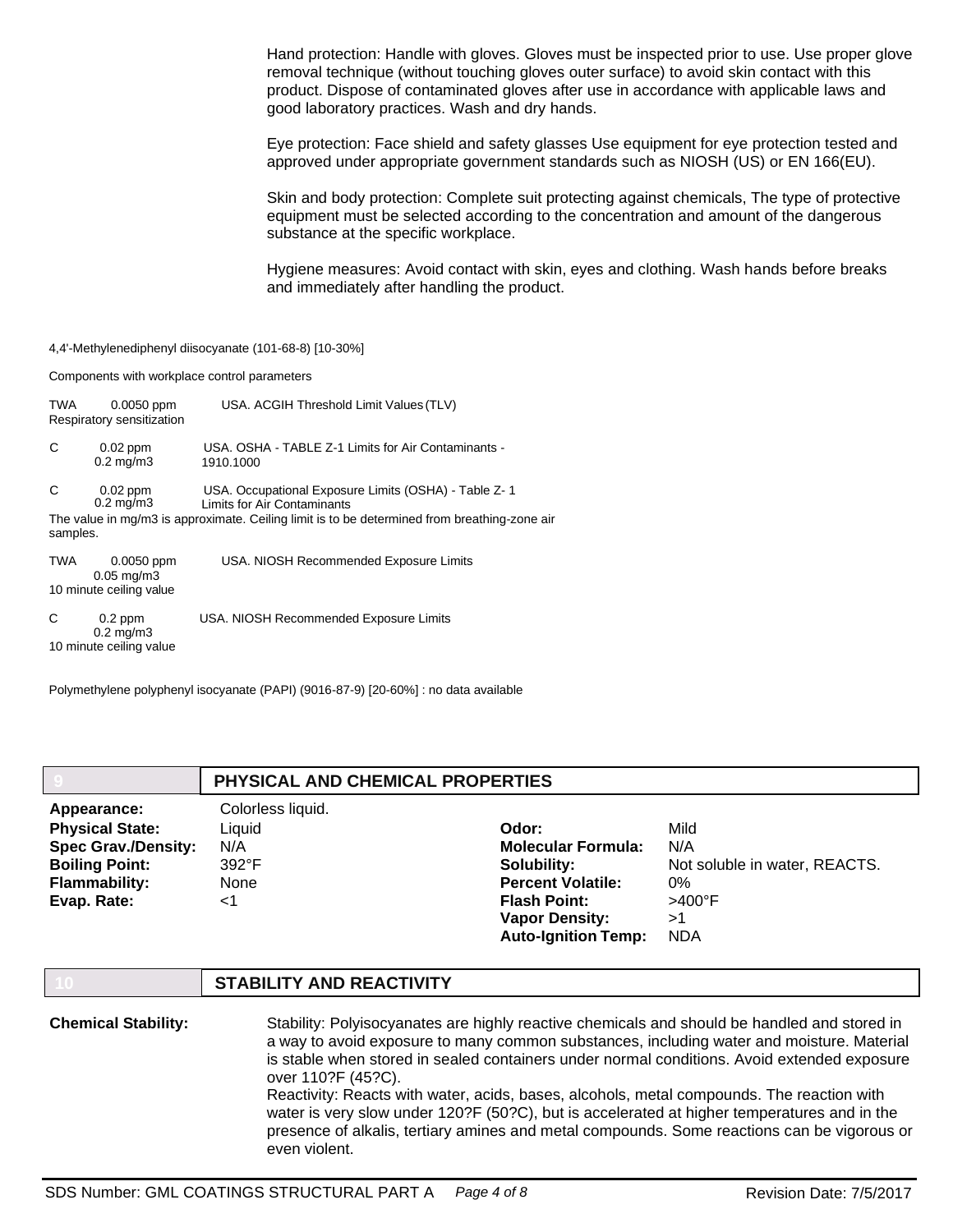Hand protection: Handle with gloves. Gloves must be inspected prior to use. Use proper glove removal technique (without touching gloves outer surface) to avoid skin contact with this product. Dispose of contaminated gloves after use in accordance with applicable laws and good laboratory practices. Wash and dry hands.

Eye protection: Face shield and safety glasses Use equipment for eye protection tested and approved under appropriate government standards such as NIOSH (US) or EN 166(EU).

Skin and body protection: Complete suit protecting against chemicals, The type of protective equipment must be selected according to the concentration and amount of the dangerous substance at the specific workplace.

Hygiene measures: Avoid contact with skin, eyes and clothing. Wash hands before breaks and immediately after handling the product.

4,4'-Methylenediphenyl diisocyanate (101-68-8) [10-30%]

Components with workplace control parameters

TWA 0.0050 ppm USA. ACGIH Threshold Limit Values (TLV)
Respiratory sensitization

C 0.02 ppm 0.2 mg/m3 USA. OSHA - TABLE Z-1 Limits for Air Contaminants - 1910.1000

C 0.02 ppm 0.2 mg/m3 USA. Occupational Exposure Limits (OSHA) - Table Z- 1 Limits for Air Contaminants
The value in mg/m3 is approximate. Ceiling limit is to be determined from breathing-zone air samples.

TWA 0.0050 ppm 0.05 mg/m3 USA. NIOSH Recommended Exposure Limits
10 minute ceiling value

C 0.2 ppm 0.2 mg/m3 USA. NIOSH Recommended Exposure Limits
10 minute ceiling value

Polymethylene polyphenyl isocyanate (PAPI) (9016-87-9) [20-60%] : no data available

## 9 PHYSICAL AND CHEMICAL PROPERTIES

**Appearance:** Colorless liquid.

| | | | |
|---|---|---|---|
| **Physical State:** | Liquid | **Odor:** | Mild |
| **Spec Grav./Density:** | N/A | **Molecular Formula:** | N/A |
| **Boiling Point:** | 392°F | **Solubility:** | Not soluble in water, REACTS. |
| **Flammability:** | None | **Percent Volatile:** | 0% |
| **Evap. Rate:** | <1 | **Flash Point:** | >400°F |
| | | **Vapor Density:** | >1 |
| | | **Auto-Ignition Temp:** | NDA |

## 10 STABILITY AND REACTIVITY

**Chemical Stability:** Stability: Polyisocyanates are highly reactive chemicals and should be handled and stored in a way to avoid exposure to many common substances, including water and moisture. Material is stable when stored in sealed containers under normal conditions. Avoid extended exposure over 110?F (45?C).
Reactivity: Reacts with water, acids, bases, alcohols, metal compounds. The reaction with water is very slow under 120?F (50?C), but is accelerated at higher temperatures and in the presence of alkalis, tertiary amines and metal compounds. Some reactions can be vigorous or even violent.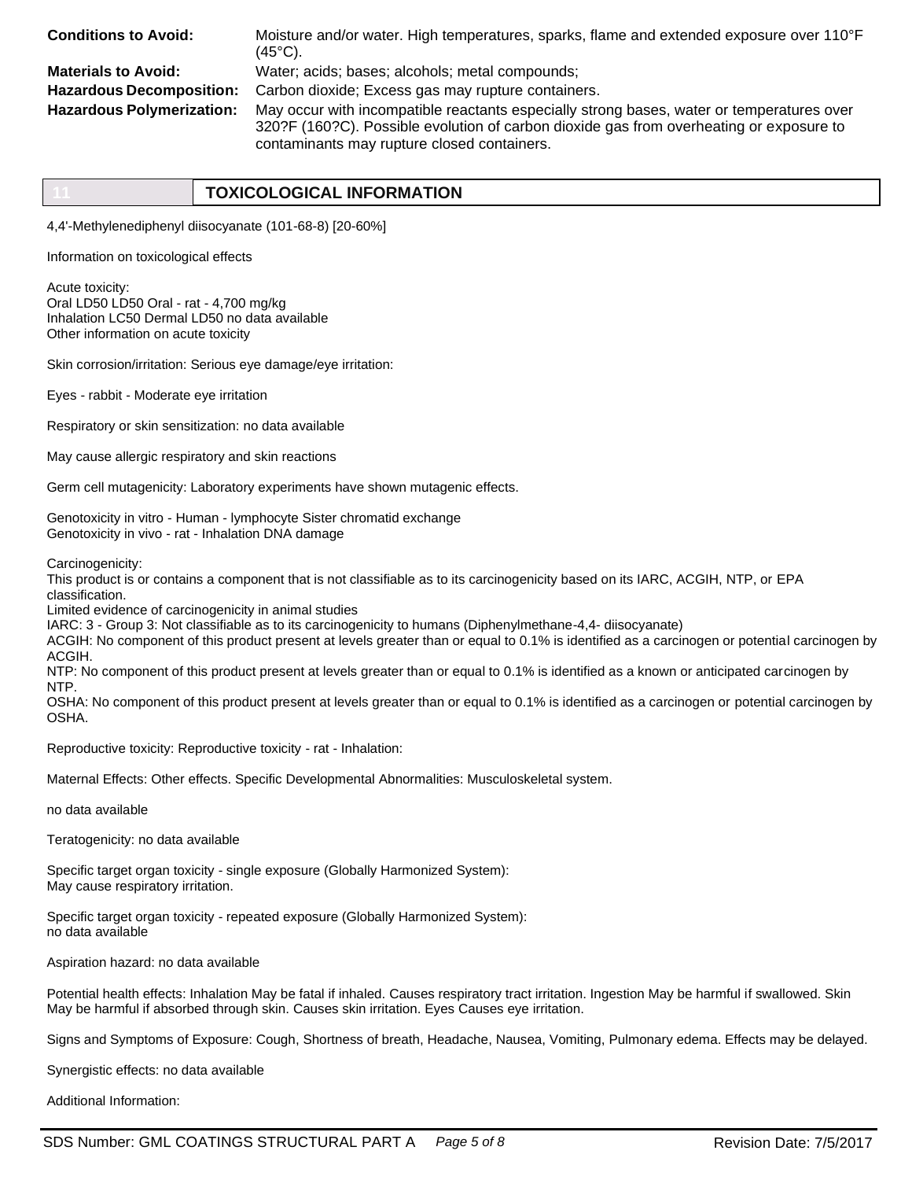| | |
|---|---|
| **Conditions to Avoid:** | Moisture and/or water. High temperatures, sparks, flame and extended exposure over 110°F (45°C). |
| **Materials to Avoid:** | Water; acids; bases; alcohols; metal compounds; |
| **Hazardous Decomposition:** | Carbon dioxide; Excess gas may rupture containers. |
| **Hazardous Polymerization:** | May occur with incompatible reactants especially strong bases, water or temperatures over 320?F (160?C). Possible evolution of carbon dioxide gas from overheating or exposure to contaminants may rupture closed containers. |

## 11 TOXICOLOGICAL INFORMATION

4,4'-Methylenediphenyl diisocyanate (101-68-8) [20-60%]

Information on toxicological effects

Acute toxicity:
Oral LD50 LD50 Oral - rat - 4,700 mg/kg
Inhalation LC50 Dermal LD50 no data available
Other information on acute toxicity

Skin corrosion/irritation: Serious eye damage/eye irritation:

Eyes - rabbit - Moderate eye irritation

Respiratory or skin sensitization: no data available

May cause allergic respiratory and skin reactions

Germ cell mutagenicity: Laboratory experiments have shown mutagenic effects.

Genotoxicity in vitro - Human - lymphocyte Sister chromatid exchange
Genotoxicity in vivo - rat - Inhalation DNA damage

Carcinogenicity:
This product is or contains a component that is not classifiable as to its carcinogenicity based on its IARC, ACGIH, NTP, or EPA classification.
Limited evidence of carcinogenicity in animal studies
IARC: 3 - Group 3: Not classifiable as to its carcinogenicity to humans (Diphenylmethane-4,4- diisocyanate)
ACGIH: No component of this product present at levels greater than or equal to 0.1% is identified as a carcinogen or potential carcinogen by ACGIH.
NTP: No component of this product present at levels greater than or equal to 0.1% is identified as a known or anticipated carcinogen by NTP.
OSHA: No component of this product present at levels greater than or equal to 0.1% is identified as a carcinogen or potential carcinogen by OSHA.

Reproductive toxicity: Reproductive toxicity - rat - Inhalation:

Maternal Effects: Other effects. Specific Developmental Abnormalities: Musculoskeletal system.

no data available

Teratogenicity: no data available

Specific target organ toxicity - single exposure (Globally Harmonized System):
May cause respiratory irritation.

Specific target organ toxicity - repeated exposure (Globally Harmonized System):
no data available

Aspiration hazard: no data available

Potential health effects: Inhalation May be fatal if inhaled. Causes respiratory tract irritation. Ingestion May be harmful if swallowed. Skin May be harmful if absorbed through skin. Causes skin irritation. Eyes Causes eye irritation.

Signs and Symptoms of Exposure: Cough, Shortness of breath, Headache, Nausea, Vomiting, Pulmonary edema. Effects may be delayed.

Synergistic effects: no data available

Additional Information: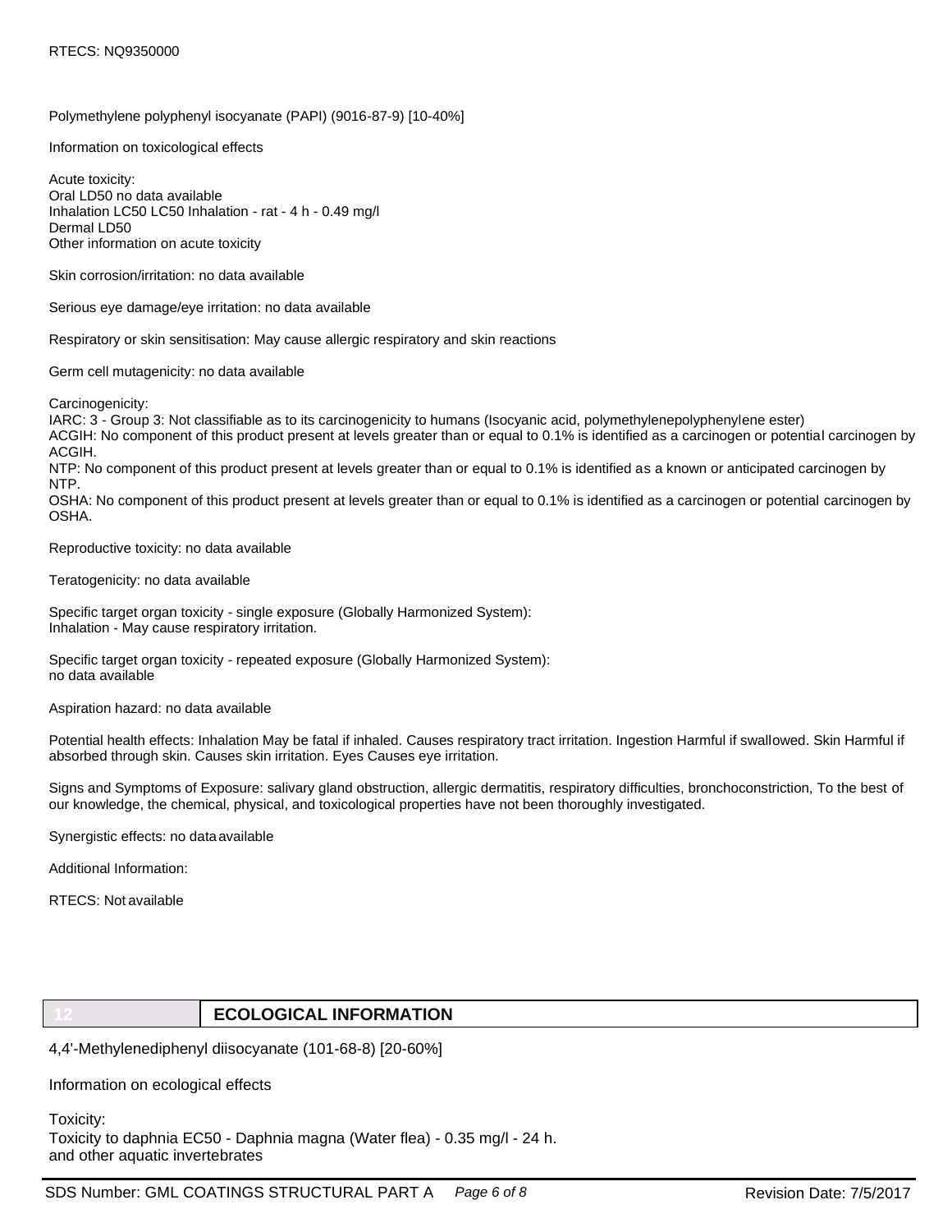RTECS: NQ9350000

Polymethylene polyphenyl isocyanate (PAPI) (9016-87-9) [10-40%]

Information on toxicological effects

Acute toxicity:
Oral LD50 no data available
Inhalation LC50 LC50 Inhalation - rat - 4 h - 0.49 mg/l
Dermal LD50
Other information on acute toxicity

Skin corrosion/irritation: no data available

Serious eye damage/eye irritation: no data available

Respiratory or skin sensitisation: May cause allergic respiratory and skin reactions

Germ cell mutagenicity: no data available

Carcinogenicity:
IARC: 3 - Group 3: Not classifiable as to its carcinogenicity to humans (Isocyanic acid, polymethylenepolyphenylene ester)
ACGIH: No component of this product present at levels greater than or equal to 0.1% is identified as a carcinogen or potential carcinogen by ACGIH.
NTP: No component of this product present at levels greater than or equal to 0.1% is identified as a known or anticipated carcinogen by NTP.
OSHA: No component of this product present at levels greater than or equal to 0.1% is identified as a carcinogen or potential carcinogen by OSHA.

Reproductive toxicity: no data available

Teratogenicity: no data available

Specific target organ toxicity - single exposure (Globally Harmonized System):
Inhalation - May cause respiratory irritation.

Specific target organ toxicity - repeated exposure (Globally Harmonized System):
no data available

Aspiration hazard: no data available

Potential health effects: Inhalation May be fatal if inhaled. Causes respiratory tract irritation. Ingestion Harmful if swallowed. Skin Harmful if absorbed through skin. Causes skin irritation. Eyes Causes eye irritation.

Signs and Symptoms of Exposure: salivary gland obstruction, allergic dermatitis, respiratory difficulties, bronchoconstriction, To the best of our knowledge, the chemical, physical, and toxicological properties have not been thoroughly investigated.

Synergistic effects: no data available

Additional Information:

RTECS: Not available

## 12 ECOLOGICAL INFORMATION

4,4'-Methylenediphenyl diisocyanate (101-68-8) [20-60%]

Information on ecological effects

Toxicity:
Toxicity to daphnia EC50 - Daphnia magna (Water flea) - 0.35 mg/l - 24 h.
and other aquatic invertebrates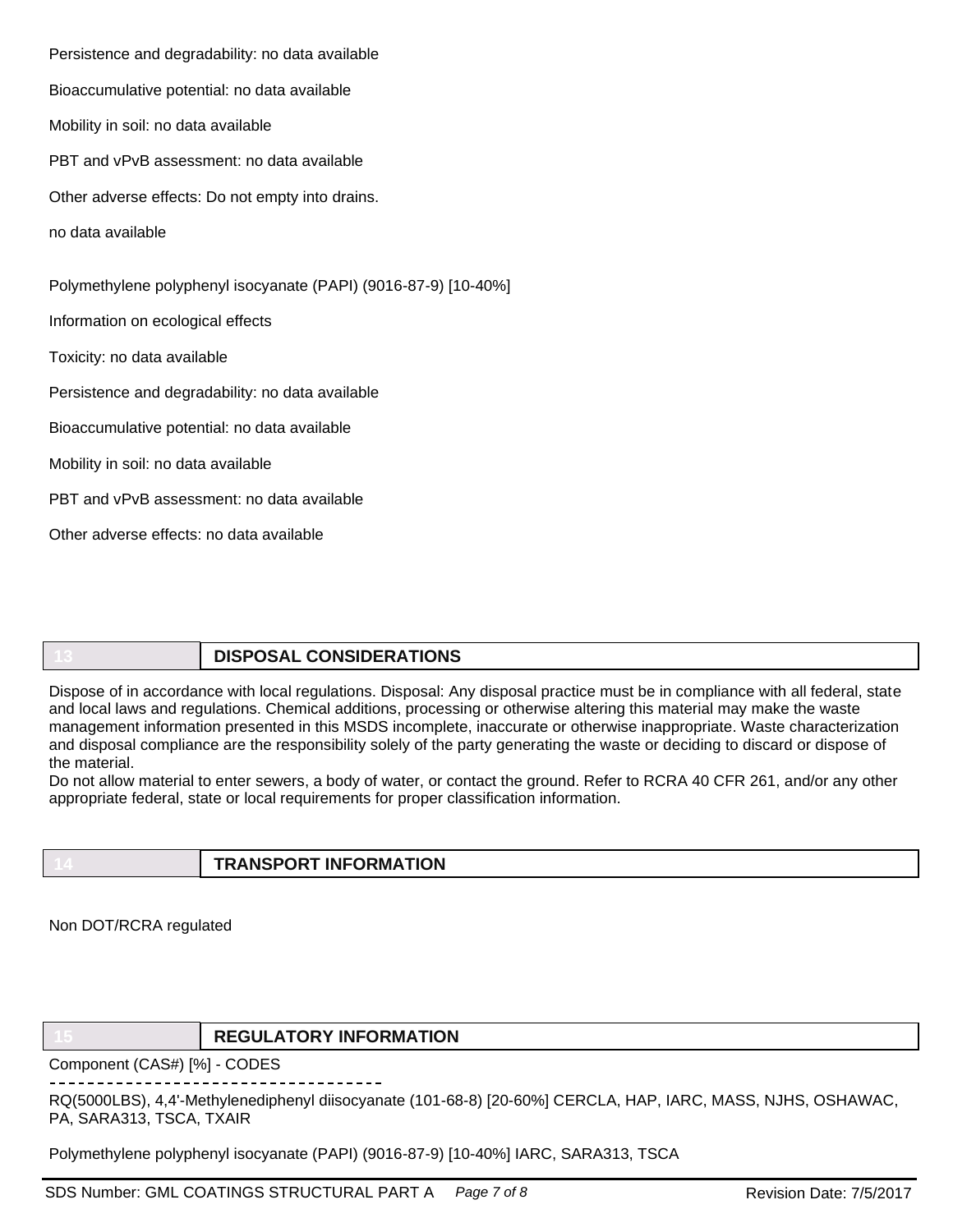Persistence and degradability: no data available

Bioaccumulative potential: no data available

Mobility in soil: no data available

PBT and vPvB assessment: no data available

Other adverse effects: Do not empty into drains.

no data available

Polymethylene polyphenyl isocyanate (PAPI) (9016-87-9) [10-40%]

Information on ecological effects

Toxicity: no data available

Persistence and degradability: no data available

Bioaccumulative potential: no data available

Mobility in soil: no data available

PBT and vPvB assessment: no data available

Other adverse effects: no data available

## 13 DISPOSAL CONSIDERATIONS

Dispose of in accordance with local regulations. Disposal: Any disposal practice must be in compliance with all federal, state and local laws and regulations. Chemical additions, processing or otherwise altering this material may make the waste management information presented in this MSDS incomplete, inaccurate or otherwise inappropriate. Waste characterization and disposal compliance are the responsibility solely of the party generating the waste or deciding to discard or dispose of the material.
Do not allow material to enter sewers, a body of water, or contact the ground. Refer to RCRA 40 CFR 261, and/or any other appropriate federal, state or local requirements for proper classification information.

## 14 TRANSPORT INFORMATION

Non DOT/RCRA regulated

## 15 REGULATORY INFORMATION

Component (CAS#) [%] - CODES

---

RQ(5000LBS), 4,4'-Methylenediphenyl diisocyanate (101-68-8) [20-60%] CERCLA, HAP, IARC, MASS, NJHS, OSHAWAC, PA, SARA313, TSCA, TXAIR

Polymethylene polyphenyl isocyanate (PAPI) (9016-87-9) [10-40%] IARC, SARA313, TSCA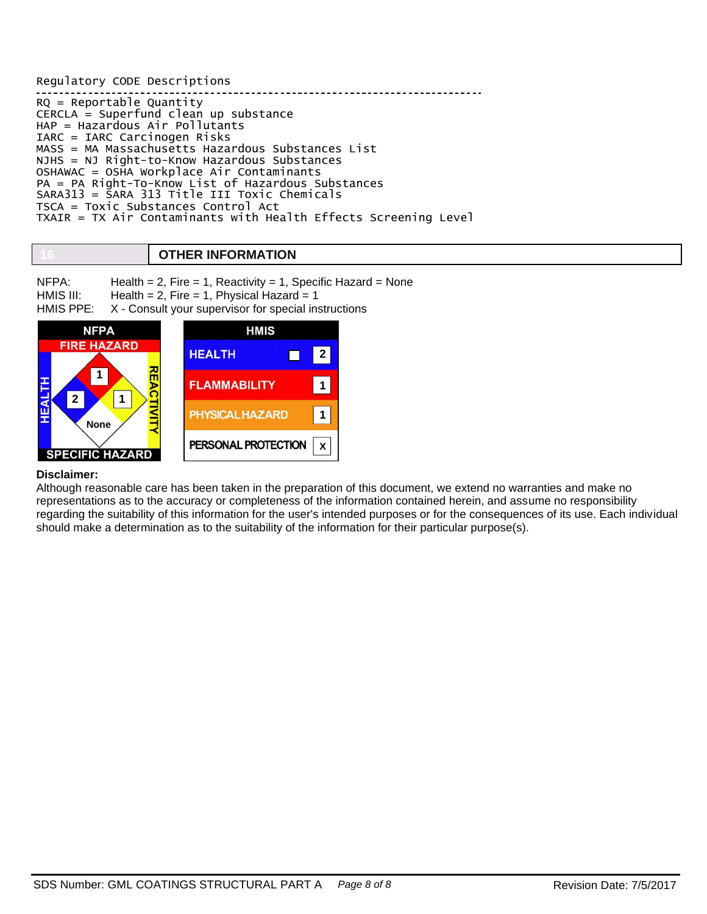```
Regulatory CODE Descriptions
----------------------------------------------------------------------------
RQ = Reportable Quantity
CERCLA = Superfund clean up substance
HAP = Hazardous Air Pollutants
IARC = IARC Carcinogen Risks
MASS = MA Massachusetts Hazardous Substances List
NJHS = NJ Right-to-Know Hazardous Substances
OSHAWAC = OSHA Workplace Air Contaminants
PA = PA Right-To-Know List of Hazardous Substances
SARA313 = SARA 313 Title III Toxic Chemicals
TSCA = Toxic Substances Control Act
TXAIR = TX Air Contaminants with Health Effects Screening Level
```

## 16 OTHER INFORMATION

NFPA: Health = 2, Fire = 1, Reactivity = 1, Specific Hazard = None
HMIS III: Health = 2, Fire = 1, Physical Hazard = 1
HMIS PPE: X - Consult your supervisor for special instructions

NFPA
FIRE HAZARD: 1
HEALTH: 2
REACTIVITY: 1
SPECIFIC HAZARD: None

| HMIS | |
|---|---|
| HEALTH | 2 |
| FLAMMABILITY | 1 |
| PHYSICAL HAZARD | 1 |
| PERSONAL PROTECTION | X |

**Disclaimer:**
Although reasonable care has been taken in the preparation of this document, we extend no warranties and make no representations as to the accuracy or completeness of the information contained herein, and assume no responsibility regarding the suitability of this information for the user's intended purposes or for the consequences of its use. Each individual should make a determination as to the suitability of the information for their particular purpose(s).